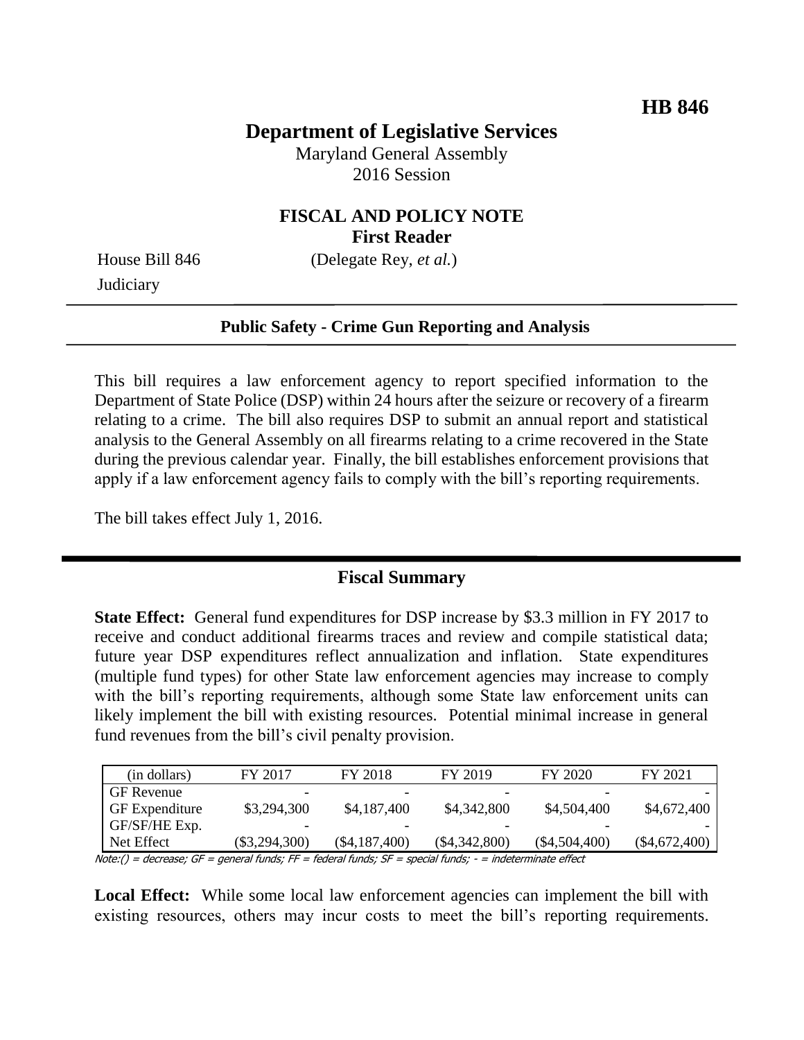**HB 846**

# Department of Legislative Services

Maryland General Assembly
2016 Session

## FISCAL AND POLICY NOTE
**First Reader**

House Bill 846 (Delegate Rey, *et al.*)
Judiciary

---

**Public Safety - Crime Gun Reporting and Analysis**

---

This bill requires a law enforcement agency to report specified information to the Department of State Police (DSP) within 24 hours after the seizure or recovery of a firearm relating to a crime. The bill also requires DSP to submit an annual report and statistical analysis to the General Assembly on all firearms relating to a crime recovered in the State during the previous calendar year. Finally, the bill establishes enforcement provisions that apply if a law enforcement agency fails to comply with the bill's reporting requirements.

The bill takes effect July 1, 2016.

---

## Fiscal Summary

**State Effect:** General fund expenditures for DSP increase by $3.3 million in FY 2017 to receive and conduct additional firearms traces and review and compile statistical data; future year DSP expenditures reflect annualization and inflation. State expenditures (multiple fund types) for other State law enforcement agencies may increase to comply with the bill's reporting requirements, although some State law enforcement units can likely implement the bill with existing resources. Potential minimal increase in general fund revenues from the bill's civil penalty provision.

| (in dollars) | FY 2017 | FY 2018 | FY 2019 | FY 2020 | FY 2021 |
|---|---|---|---|---|---|
| GF Revenue | - | - | - | - | - |
| GF Expenditure | $3,294,300 | $4,187,400 | $4,342,800 | $4,504,400 | $4,672,400 |
| GF/SF/HE Exp. | - | - | - | - | - |
| Net Effect | ($3,294,300) | ($4,187,400) | ($4,342,800) | ($4,504,400) | ($4,672,400) |

*Note:() = decrease; GF = general funds; FF = federal funds; SF = special funds; - = indeterminate effect*

**Local Effect:** While some local law enforcement agencies can implement the bill with existing resources, others may incur costs to meet the bill's reporting requirements.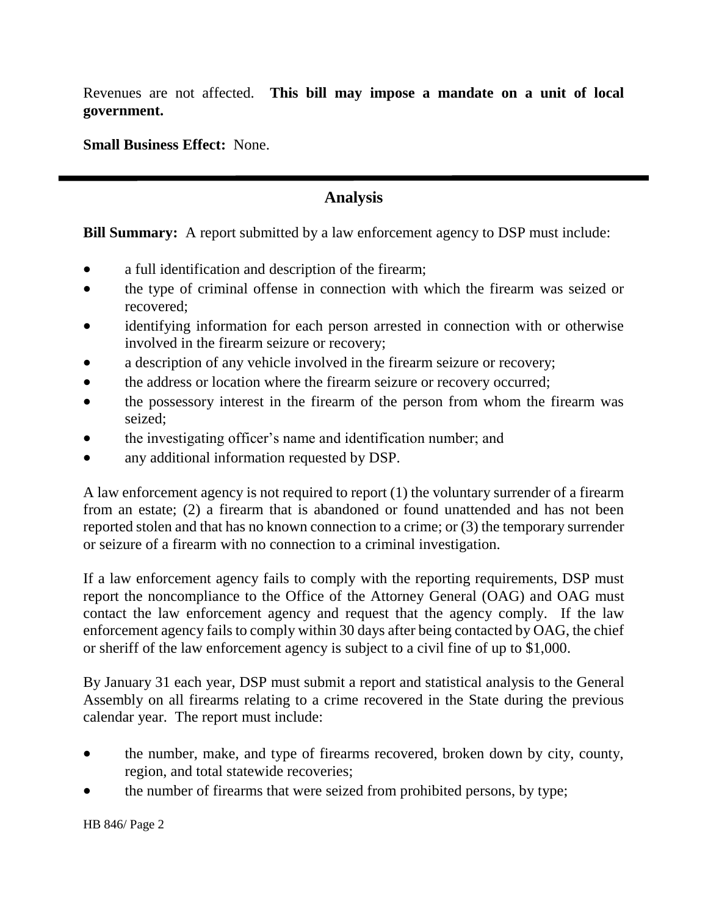Revenues are not affected. **This bill may impose a mandate on a unit of local government.**

**Small Business Effect:** None.

---

## Analysis

**Bill Summary:** A report submitted by a law enforcement agency to DSP must include:

- a full identification and description of the firearm;
- the type of criminal offense in connection with which the firearm was seized or recovered;
- identifying information for each person arrested in connection with or otherwise involved in the firearm seizure or recovery;
- a description of any vehicle involved in the firearm seizure or recovery;
- the address or location where the firearm seizure or recovery occurred;
- the possessory interest in the firearm of the person from whom the firearm was seized;
- the investigating officer's name and identification number; and
- any additional information requested by DSP.

A law enforcement agency is not required to report (1) the voluntary surrender of a firearm from an estate; (2) a firearm that is abandoned or found unattended and has not been reported stolen and that has no known connection to a crime; or (3) the temporary surrender or seizure of a firearm with no connection to a criminal investigation.

If a law enforcement agency fails to comply with the reporting requirements, DSP must report the noncompliance to the Office of the Attorney General (OAG) and OAG must contact the law enforcement agency and request that the agency comply. If the law enforcement agency fails to comply within 30 days after being contacted by OAG, the chief or sheriff of the law enforcement agency is subject to a civil fine of up to $1,000.

By January 31 each year, DSP must submit a report and statistical analysis to the General Assembly on all firearms relating to a crime recovered in the State during the previous calendar year. The report must include:

- the number, make, and type of firearms recovered, broken down by city, county, region, and total statewide recoveries;
- the number of firearms that were seized from prohibited persons, by type;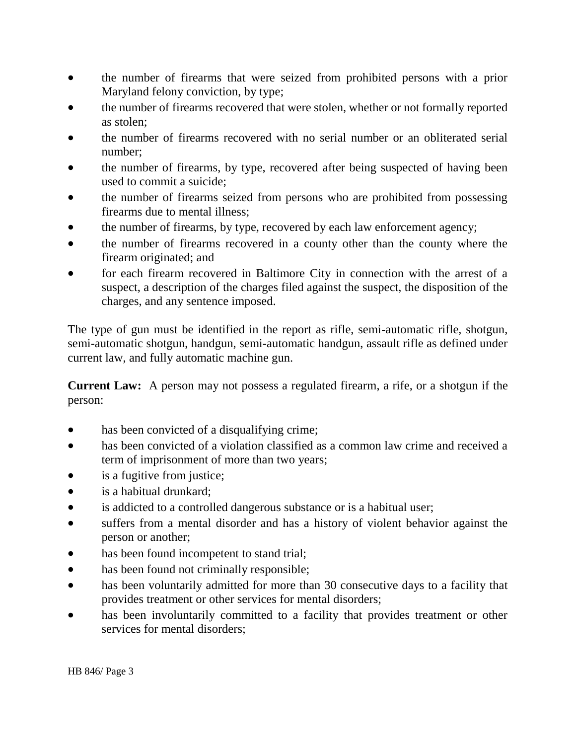- the number of firearms that were seized from prohibited persons with a prior Maryland felony conviction, by type;
- the number of firearms recovered that were stolen, whether or not formally reported as stolen;
- the number of firearms recovered with no serial number or an obliterated serial number;
- the number of firearms, by type, recovered after being suspected of having been used to commit a suicide;
- the number of firearms seized from persons who are prohibited from possessing firearms due to mental illness;
- the number of firearms, by type, recovered by each law enforcement agency;
- the number of firearms recovered in a county other than the county where the firearm originated; and
- for each firearm recovered in Baltimore City in connection with the arrest of a suspect, a description of the charges filed against the suspect, the disposition of the charges, and any sentence imposed.

The type of gun must be identified in the report as rifle, semi-automatic rifle, shotgun, semi-automatic shotgun, handgun, semi-automatic handgun, assault rifle as defined under current law, and fully automatic machine gun.

**Current Law:** A person may not possess a regulated firearm, a rife, or a shotgun if the person:

- has been convicted of a disqualifying crime;
- has been convicted of a violation classified as a common law crime and received a term of imprisonment of more than two years;
- is a fugitive from justice;
- is a habitual drunkard;
- is addicted to a controlled dangerous substance or is a habitual user;
- suffers from a mental disorder and has a history of violent behavior against the person or another;
- has been found incompetent to stand trial;
- has been found not criminally responsible;
- has been voluntarily admitted for more than 30 consecutive days to a facility that provides treatment or other services for mental disorders;
- has been involuntarily committed to a facility that provides treatment or other services for mental disorders;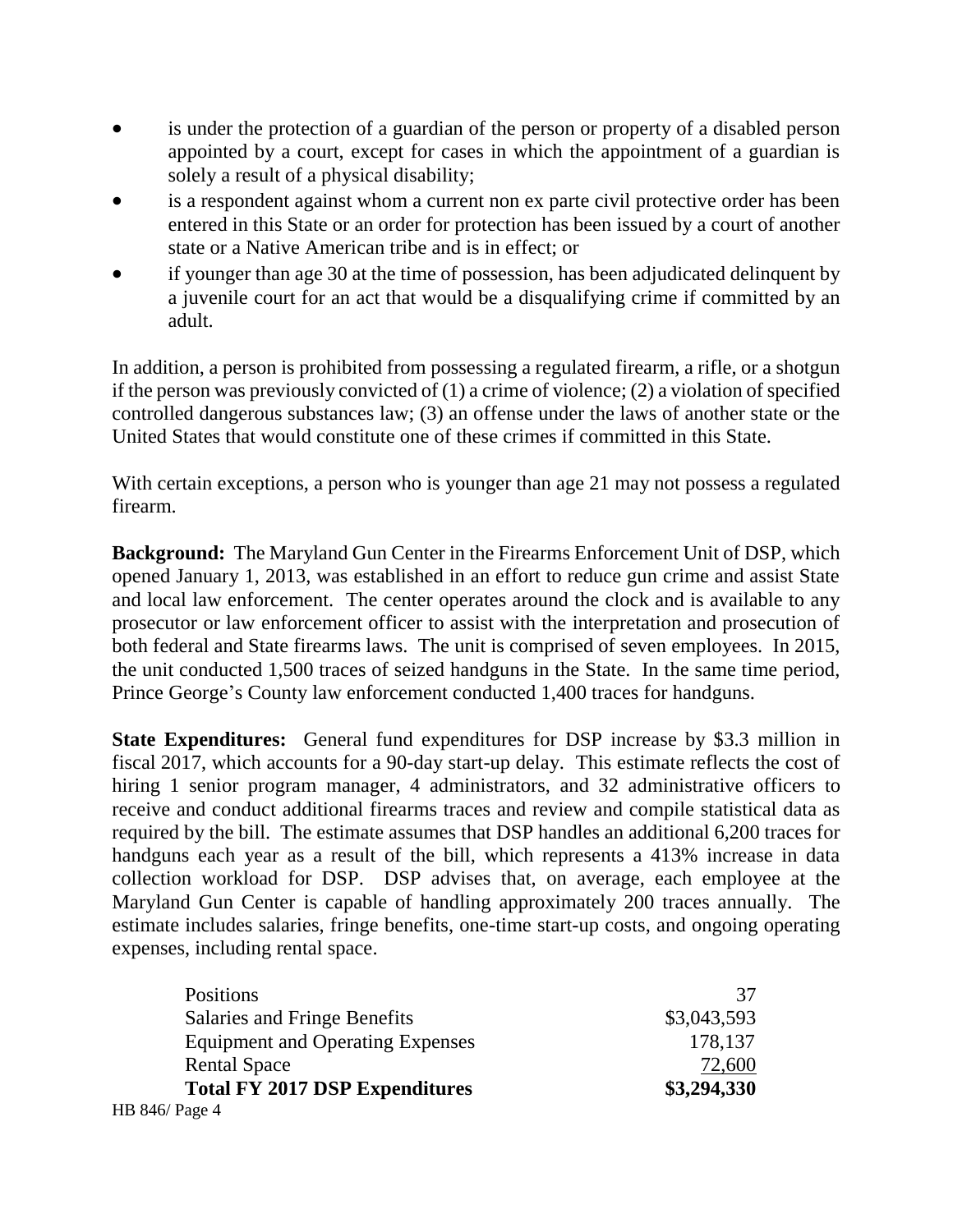- is under the protection of a guardian of the person or property of a disabled person appointed by a court, except for cases in which the appointment of a guardian is solely a result of a physical disability;
- is a respondent against whom a current non ex parte civil protective order has been entered in this State or an order for protection has been issued by a court of another state or a Native American tribe and is in effect; or
- if younger than age 30 at the time of possession, has been adjudicated delinquent by a juvenile court for an act that would be a disqualifying crime if committed by an adult.

In addition, a person is prohibited from possessing a regulated firearm, a rifle, or a shotgun if the person was previously convicted of (1) a crime of violence; (2) a violation of specified controlled dangerous substances law; (3) an offense under the laws of another state or the United States that would constitute one of these crimes if committed in this State.

With certain exceptions, a person who is younger than age 21 may not possess a regulated firearm.

**Background:** The Maryland Gun Center in the Firearms Enforcement Unit of DSP, which opened January 1, 2013, was established in an effort to reduce gun crime and assist State and local law enforcement. The center operates around the clock and is available to any prosecutor or law enforcement officer to assist with the interpretation and prosecution of both federal and State firearms laws. The unit is comprised of seven employees. In 2015, the unit conducted 1,500 traces of seized handguns in the State. In the same time period, Prince George's County law enforcement conducted 1,400 traces for handguns.

**State Expenditures:** General fund expenditures for DSP increase by $3.3 million in fiscal 2017, which accounts for a 90-day start-up delay. This estimate reflects the cost of hiring 1 senior program manager, 4 administrators, and 32 administrative officers to receive and conduct additional firearms traces and review and compile statistical data as required by the bill. The estimate assumes that DSP handles an additional 6,200 traces for handguns each year as a result of the bill, which represents a 413% increase in data collection workload for DSP. DSP advises that, on average, each employee at the Maryland Gun Center is capable of handling approximately 200 traces annually. The estimate includes salaries, fringe benefits, one-time start-up costs, and ongoing operating expenses, including rental space.

| | |
|---|---:|
| Positions | 37 |
| Salaries and Fringe Benefits | $3,043,593 |
| Equipment and Operating Expenses | 178,137 |
| Rental Space | 72,600 |
| **Total FY 2017 DSP Expenditures** | **$3,294,330** |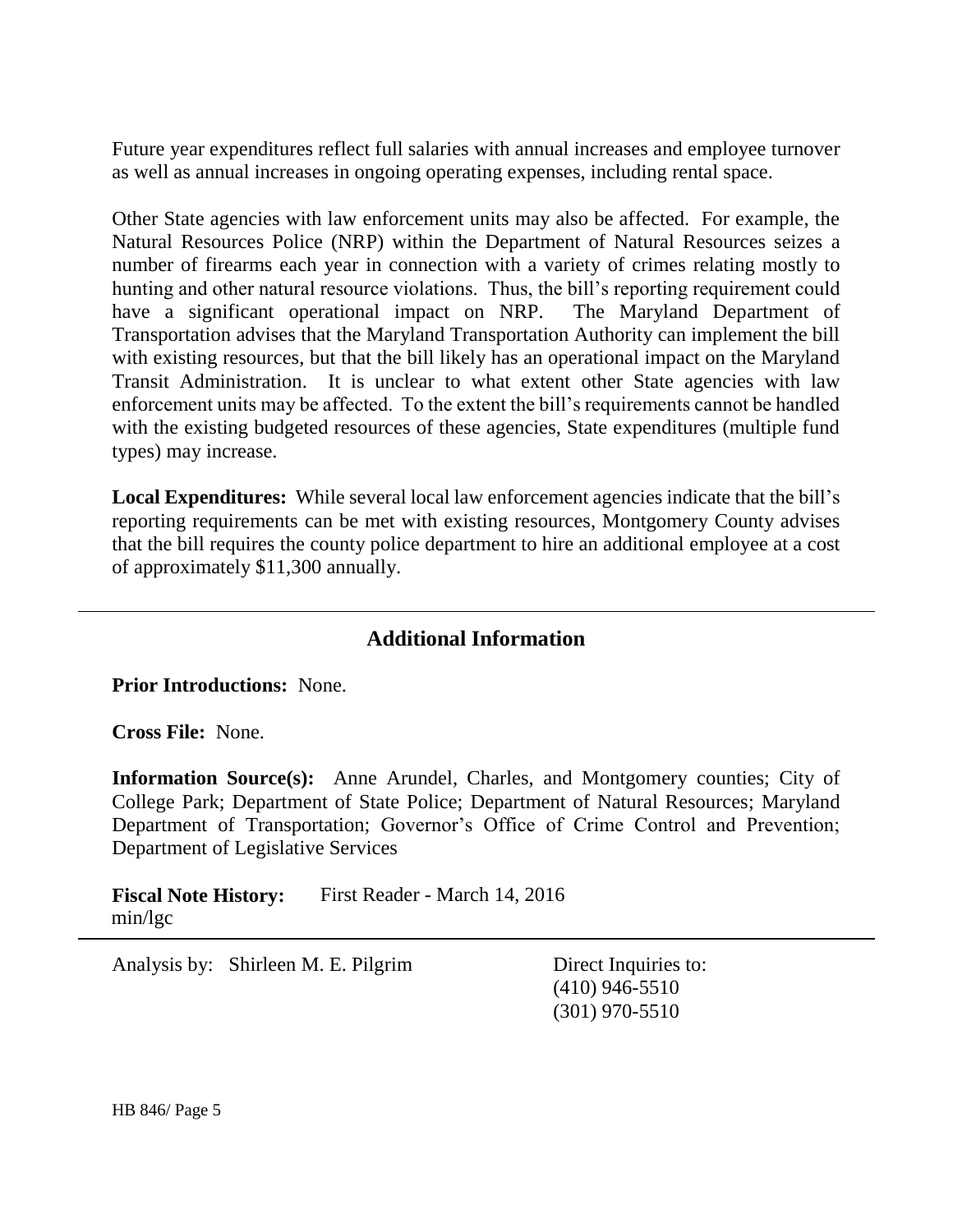Future year expenditures reflect full salaries with annual increases and employee turnover as well as annual increases in ongoing operating expenses, including rental space.

Other State agencies with law enforcement units may also be affected. For example, the Natural Resources Police (NRP) within the Department of Natural Resources seizes a number of firearms each year in connection with a variety of crimes relating mostly to hunting and other natural resource violations. Thus, the bill's reporting requirement could have a significant operational impact on NRP. The Maryland Department of Transportation advises that the Maryland Transportation Authority can implement the bill with existing resources, but that the bill likely has an operational impact on the Maryland Transit Administration. It is unclear to what extent other State agencies with law enforcement units may be affected. To the extent the bill's requirements cannot be handled with the existing budgeted resources of these agencies, State expenditures (multiple fund types) may increase.

**Local Expenditures:** While several local law enforcement agencies indicate that the bill's reporting requirements can be met with existing resources, Montgomery County advises that the bill requires the county police department to hire an additional employee at a cost of approximately $11,300 annually.

---

## Additional Information

**Prior Introductions:** None.

**Cross File:** None.

**Information Source(s):** Anne Arundel, Charles, and Montgomery counties; City of College Park; Department of State Police; Department of Natural Resources; Maryland Department of Transportation; Governor's Office of Crime Control and Prevention; Department of Legislative Services

**Fiscal Note History:** First Reader - March 14, 2016
min/lgc

---

Analysis by: Shirleen M. E. Pilgrim

Direct Inquiries to:
(410) 946-5510
(301) 970-5510